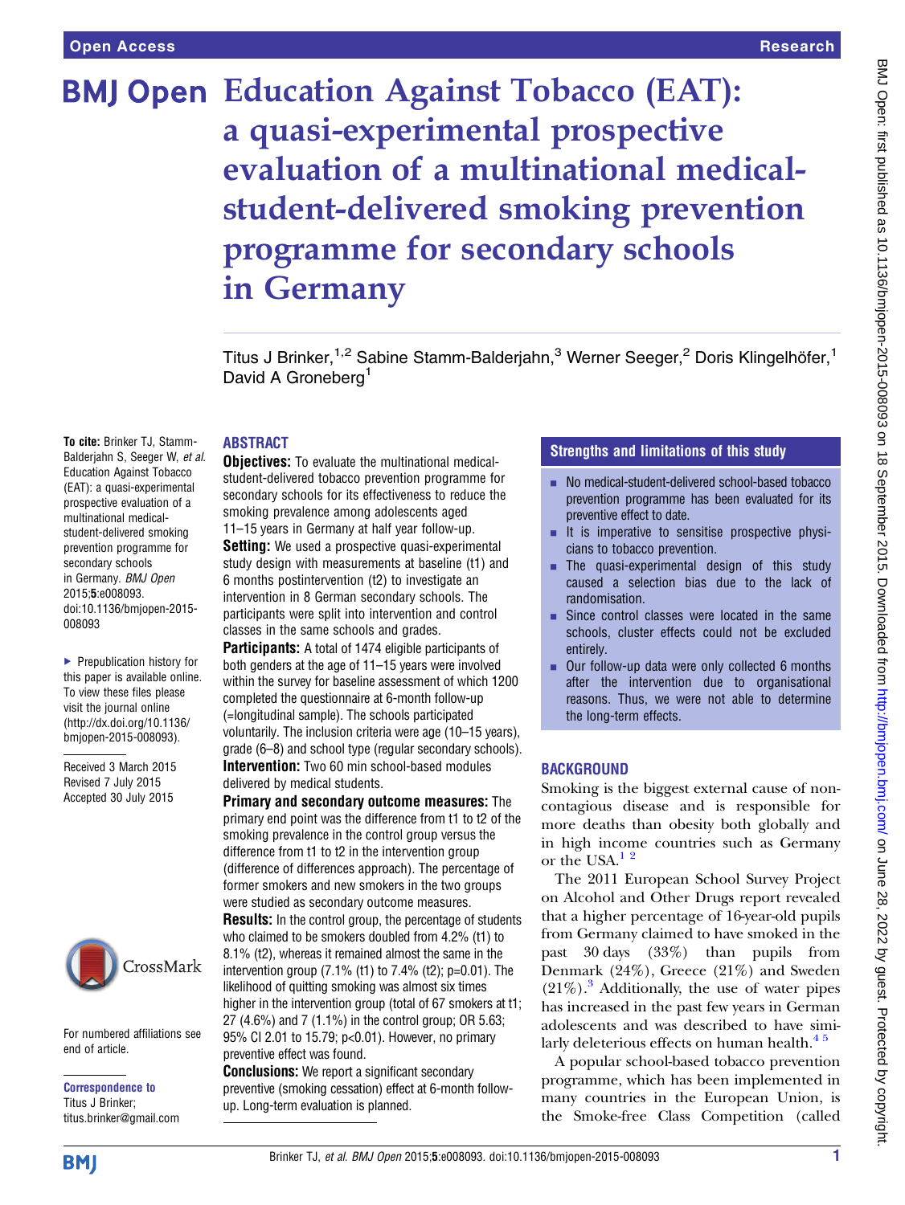Open Access

Research

# Education Against Tobacco (EAT): a quasi-experimental prospective evaluation of a multinational medical-student-delivered smoking prevention programme for secondary schools in Germany

Titus J Brinker,[1,2] Sabine Stamm-Balderjahn,[3] Werner Seeger,[2] Doris Klingelhöfer,[1] David A Groneberg[1]

**To cite:** Brinker TJ, Stamm-Balderjahn S, Seeger W, *et al.* Education Against Tobacco (EAT): a quasi-experimental prospective evaluation of a multinational medical-student-delivered smoking prevention programme for secondary schools in Germany. *BMJ Open* 2015;**5**:e008093. doi:10.1136/bmjopen-2015-008093

▶ Prepublication history for this paper is available online. To view these files please visit the journal online (http://dx.doi.org/10.1136/bmjopen-2015-008093).

Received 3 March 2015
Revised 7 July 2015
Accepted 30 July 2015

For numbered affiliations see end of article.

**Correspondence to**
Titus J Brinker;
titus.brinker@gmail.com

## ABSTRACT

**Objectives:** To evaluate the multinational medical-student-delivered tobacco prevention programme for secondary schools for its effectiveness to reduce the smoking prevalence among adolescents aged 11–15 years in Germany at half year follow-up.

**Setting:** We used a prospective quasi-experimental study design with measurements at baseline (t1) and 6 months postintervention (t2) to investigate an intervention in 8 German secondary schools. The participants were split into intervention and control classes in the same schools and grades.

**Participants:** A total of 1474 eligible participants of both genders at the age of 11–15 years were involved within the survey for baseline assessment of which 1200 completed the questionnaire at 6-month follow-up (=longitudinal sample). The schools participated voluntarily. The inclusion criteria were age (10–15 years), grade (6–8) and school type (regular secondary schools).

**Intervention:** Two 60 min school-based modules delivered by medical students.

**Primary and secondary outcome measures:** The primary end point was the difference from t1 to t2 of the smoking prevalence in the control group versus the difference from t1 to t2 in the intervention group (difference of differences approach). The percentage of former smokers and new smokers in the two groups were studied as secondary outcome measures.

**Results:** In the control group, the percentage of students who claimed to be smokers doubled from 4.2% (t1) to 8.1% (t2), whereas it remained almost the same in the intervention group (7.1% (t1) to 7.4% (t2); p=0.01). The likelihood of quitting smoking was almost six times higher in the intervention group (total of 67 smokers at t1; 27 (4.6%) and 7 (1.1%) in the control group; OR 5.63; 95% CI 2.01 to 15.79; p<0.01). However, no primary preventive effect was found.

**Conclusions:** We report a significant secondary preventive (smoking cessation) effect at 6-month follow-up. Long-term evaluation is planned.

## Strengths and limitations of this study

- No medical-student-delivered school-based tobacco prevention programme has been evaluated for its preventive effect to date.
- It is imperative to sensitise prospective physicians to tobacco prevention.
- The quasi-experimental design of this study caused a selection bias due to the lack of randomisation.
- Since control classes were located in the same schools, cluster effects could not be excluded entirely.
- Our follow-up data were only collected 6 months after the intervention due to organisational reasons. Thus, we were not able to determine the long-term effects.

## BACKGROUND

Smoking is the biggest external cause of non-contagious disease and is responsible for more deaths than obesity both globally and in high income countries such as Germany or the USA.[1,2]

The 2011 European School Survey Project on Alcohol and Other Drugs report revealed that a higher percentage of 16-year-old pupils from Germany claimed to have smoked in the past 30 days (33%) than pupils from Denmark (24%), Greece (21%) and Sweden (21%).[3] Additionally, the use of water pipes has increased in the past few years in German adolescents and was described to have similarly deleterious effects on human health.[4,5]

A popular school-based tobacco prevention programme, which has been implemented in many countries in the European Union, is the Smoke-free Class Competition (called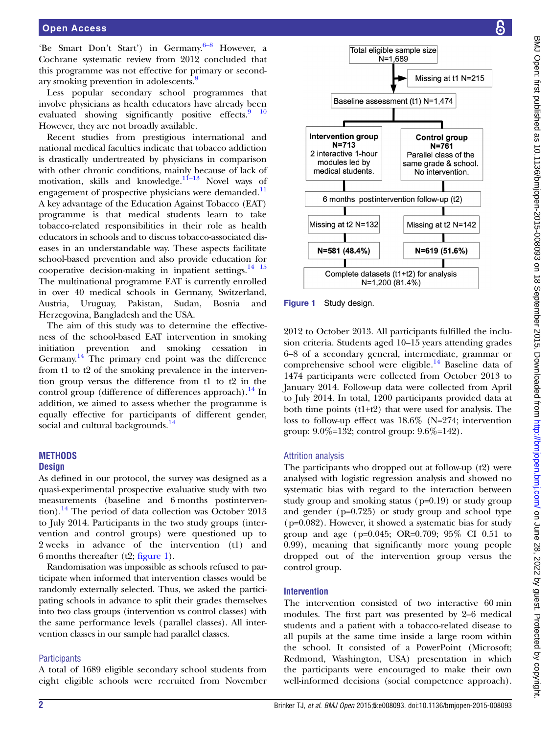'Be Smart Don't Start') in Germany.[6–8] However, a Cochrane systematic review from 2012 concluded that this programme was not effective for primary or secondary smoking prevention in adolescents.[8]

Less popular secondary school programmes that involve physicians as health educators have already been evaluated showing significantly positive effects.[9 10] However, they are not broadly available.

Recent studies from prestigious international and national medical faculties indicate that tobacco addiction is drastically undertreated by physicians in comparison with other chronic conditions, mainly because of lack of motivation, skills and knowledge.[11–13] Novel ways of engagement of prospective physicians were demanded.[11] A key advantage of the Education Against Tobacco (EAT) programme is that medical students learn to take tobacco-related responsibilities in their role as health educators in schools and to discuss tobacco-associated diseases in an understandable way. These aspects facilitate school-based prevention and also provide education for cooperative decision-making in inpatient settings.[14 15] The multinational programme EAT is currently enrolled in over 40 medical schools in Germany, Switzerland, Austria, Uruguay, Pakistan, Sudan, Bosnia and Herzegovina, Bangladesh and the USA.

The aim of this study was to determine the effectiveness of the school-based EAT intervention in smoking initiation prevention and smoking cessation in Germany.[14] The primary end point was the difference from t1 to t2 of the smoking prevalence in the intervention group versus the difference from t1 to t2 in the control group (difference of differences approach).[14] In addition, we aimed to assess whether the programme is equally effective for participants of different gender, social and cultural backgrounds.[14]

# METHODS

## Design

As defined in our protocol, the survey was designed as a quasi-experimental prospective evaluative study with two measurements (baseline and 6 months postintervention).[14] The period of data collection was October 2013 to July 2014. Participants in the two study groups (intervention and control groups) were questioned up to 2 weeks in advance of the intervention (t1) and 6 months thereafter (t2; figure 1).

Randomisation was impossible as schools refused to participate when informed that intervention classes would be randomly externally selected. Thus, we asked the participating schools in advance to split their grades themselves into two class groups (intervention vs control classes) with the same performance levels (parallel classes). All intervention classes in our sample had parallel classes.

## Participants

A total of 1689 eligible secondary school students from eight eligible schools were recruited from November 2012 to October 2013. All participants fulfilled the inclusion criteria. Students aged 10–15 years attending grades 6–8 of a secondary general, intermediate, grammar or comprehensive school were eligible.[14] Baseline data of 1474 participants were collected from October 2013 to January 2014. Follow-up data were collected from April to July 2014. In total, 1200 participants provided data at both time points (t1+t2) that were used for analysis. The loss to follow-up effect was 18.6% (N=274; intervention group: 9.0%=132; control group: 9.6%=142).

Total eligible sample size N=1,689

Missing at t1 N=215

Baseline assessment (t1) N=1,474

| Intervention group | Control group |
|---|---|
| N=713 | N=761 |
| 2 interactive 1-hour modules led by medical students. | Parallel class of the same grade & school. No intervention. |

6 months postintervention follow-up (t2)

| Missing at t2 N=132 | Missing at t2 N=142 |
|---|---|
| N=581 (48.4%) | N=619 (51.6%) |

Complete datasets (t1+t2) for analysis N=1,200 (81.4%)

**Figure 1** Study design.

## Attrition analysis

The participants who dropped out at follow-up (t2) were analysed with logistic regression analysis and showed no systematic bias with regard to the interaction between study group and smoking status (p=0.19) or study group and gender (p=0.725) or study group and school type (p=0.082). However, it showed a systematic bias for study group and age (p=0.045; OR=0.709; 95% CI 0.51 to 0.99), meaning that significantly more young people dropped out of the intervention group versus the control group.

## Intervention

The intervention consisted of two interactive 60 min modules. The first part was presented by 2–6 medical students and a patient with a tobacco-related disease to all pupils at the same time inside a large room within the school. It consisted of a PowerPoint (Microsoft; Redmond, Washington, USA) presentation in which the participants were encouraged to make their own well-informed decisions (social competence approach).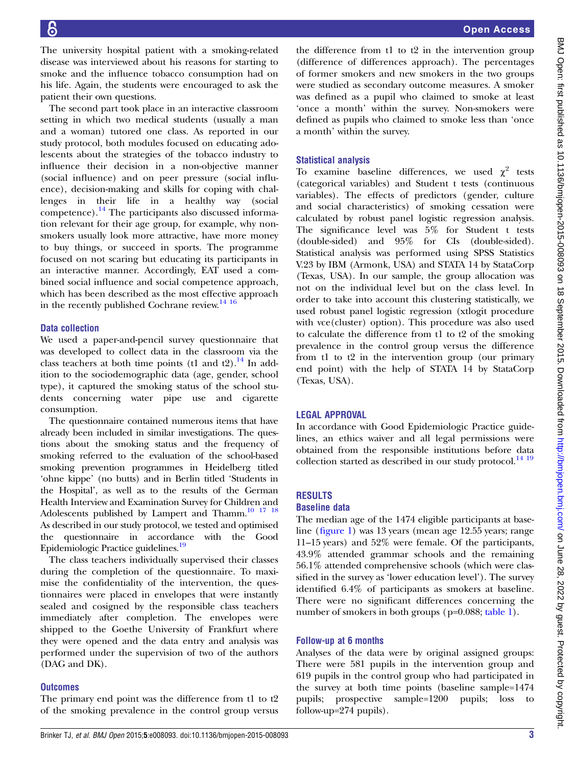The university hospital patient with a smoking-related disease was interviewed about his reasons for starting to smoke and the influence tobacco consumption had on his life. Again, the students were encouraged to ask the patient their own questions.

The second part took place in an interactive classroom setting in which two medical students (usually a man and a woman) tutored one class. As reported in our study protocol, both modules focused on educating adolescents about the strategies of the tobacco industry to influence their decision in a non-objective manner (social influence) and on peer pressure (social influence), decision-making and skills for coping with challenges in their life in a healthy way (social competence).[14] The participants also discussed information relevant for their age group, for example, why non-smokers usually look more attractive, have more money to buy things, or succeed in sports. The programme focused on not scaring but educating its participants in an interactive manner. Accordingly, EAT used a combined social influence and social competence approach, which has been described as the most effective approach in the recently published Cochrane review.[14,16]

### Data collection

We used a paper-and-pencil survey questionnaire that was developed to collect data in the classroom via the class teachers at both time points (t1 and t2).[14] In addition to the sociodemographic data (age, gender, school type), it captured the smoking status of the school students concerning water pipe use and cigarette consumption.

The questionnaire contained numerous items that have already been included in similar investigations. The questions about the smoking status and the frequency of smoking referred to the evaluation of the school-based smoking prevention programmes in Heidelberg titled 'ohne kippe' (no butts) and in Berlin titled 'Students in the Hospital', as well as to the results of the German Health Interview and Examination Survey for Children and Adolescents published by Lampert and Thamm.[10,17,18] As described in our study protocol, we tested and optimised the questionnaire in accordance with the Good Epidemiologic Practice guidelines.[19]

The class teachers individually supervised their classes during the completion of the questionnaire. To maximise the confidentiality of the intervention, the questionnaires were placed in envelopes that were instantly sealed and cosigned by the responsible class teachers immediately after completion. The envelopes were shipped to the Goethe University of Frankfurt where they were opened and the data entry and analysis was performed under the supervision of two of the authors (DAG and DK).

### Outcomes

The primary end point was the difference from t1 to t2 of the smoking prevalence in the control group versus the difference from t1 to t2 in the intervention group (difference of differences approach). The percentages of former smokers and new smokers in the two groups were studied as secondary outcome measures. A smoker was defined as a pupil who claimed to smoke at least 'once a month' within the survey. Non-smokers were defined as pupils who claimed to smoke less than 'once a month' within the survey.

### Statistical analysis

To examine baseline differences, we used $\chi^2$ tests (categorical variables) and Student t tests (continuous variables). The effects of predictors (gender, culture and social characteristics) of smoking cessation were calculated by robust panel logistic regression analysis. The significance level was 5% for Student t tests (double-sided) and 95% for CIs (double-sided). Statistical analysis was performed using SPSS Statistics V.23 by IBM (Armonk, USA) and STATA 14 by StataCorp (Texas, USA). In our sample, the group allocation was not on the individual level but on the class level. In order to take into account this clustering statistically, we used robust panel logistic regression (xtlogit procedure with vce(cluster) option). This procedure was also used to calculate the difference from t1 to t2 of the smoking prevalence in the control group versus the difference from t1 to t2 in the intervention group (our primary end point) with the help of STATA 14 by StataCorp (Texas, USA).

## LEGAL APPROVAL

In accordance with Good Epidemiologic Practice guidelines, an ethics waiver and all legal permissions were obtained from the responsible institutions before data collection started as described in our study protocol.[14,19]

## RESULTS

### Baseline data

The median age of the 1474 eligible participants at baseline (figure 1) was 13 years (mean age 12.55 years; range 11–15 years) and 52% were female. Of the participants, 43.9% attended grammar schools and the remaining 56.1% attended comprehensive schools (which were classified in the survey as 'lower education level'). The survey identified 6.4% of participants as smokers at baseline. There were no significant differences concerning the number of smokers in both groups (p=0.088; table 1).

### Follow-up at 6 months

Analyses of the data were by original assigned groups: There were 581 pupils in the intervention group and 619 pupils in the control group who had participated in the survey at both time points (baseline sample=1474 pupils; prospective sample=1200 pupils; loss to follow-up=274 pupils).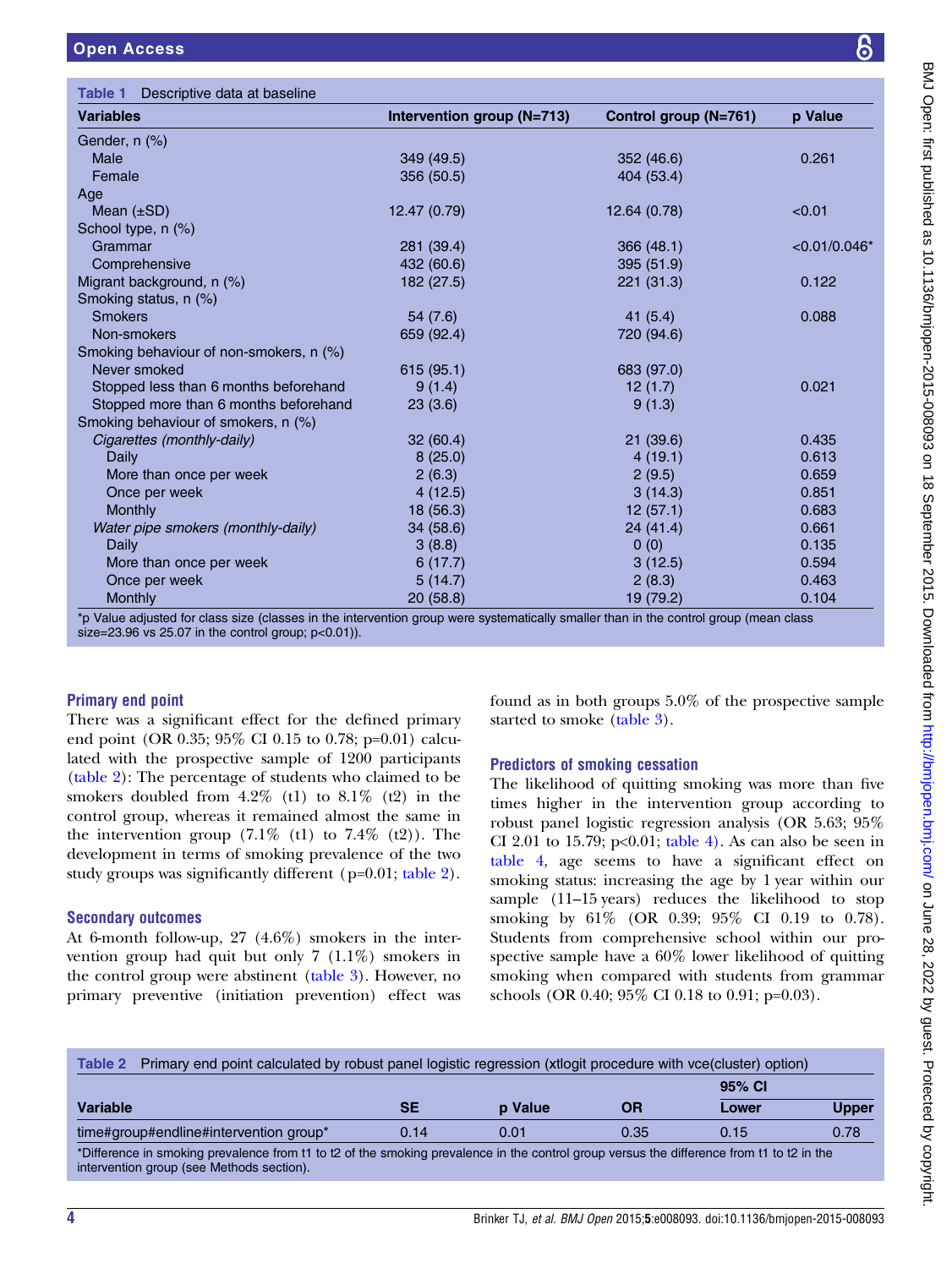**Table 1** Descriptive data at baseline

| Variables | Intervention group (N=713) | Control group (N=761) | p Value |
|---|---|---|---|
| Gender, n (%) | | | |
| Male | 349 (49.5) | 352 (46.6) | 0.261 |
| Female | 356 (50.5) | 404 (53.4) | |
| Age | | | |
| Mean (±SD) | 12.47 (0.79) | 12.64 (0.78) | <0.01 |
| School type, n (%) | | | |
| Grammar | 281 (39.4) | 366 (48.1) | <0.01/0.046* |
| Comprehensive | 432 (60.6) | 395 (51.9) | |
| Migrant background, n (%) | 182 (27.5) | 221 (31.3) | 0.122 |
| Smoking status, n (%) | | | |
| Smokers | 54 (7.6) | 41 (5.4) | 0.088 |
| Non-smokers | 659 (92.4) | 720 (94.6) | |
| Smoking behaviour of non-smokers, n (%) | | | |
| Never smoked | 615 (95.1) | 683 (97.0) | |
| Stopped less than 6 months beforehand | 9 (1.4) | 12 (1.7) | 0.021 |
| Stopped more than 6 months beforehand | 23 (3.6) | 9 (1.3) | |
| Smoking behaviour of smokers, n (%) | | | |
| *Cigarettes (monthly-daily)* | 32 (60.4) | 21 (39.6) | 0.435 |
| Daily | 8 (25.0) | 4 (19.1) | 0.613 |
| More than once per week | 2 (6.3) | 2 (9.5) | 0.659 |
| Once per week | 4 (12.5) | 3 (14.3) | 0.851 |
| Monthly | 18 (56.3) | 12 (57.1) | 0.683 |
| *Water pipe smokers (monthly-daily)* | 34 (58.6) | 24 (41.4) | 0.661 |
| Daily | 3 (8.8) | 0 (0) | 0.135 |
| More than once per week | 6 (17.7) | 3 (12.5) | 0.594 |
| Once per week | 5 (14.7) | 2 (8.3) | 0.463 |
| Monthly | 20 (58.8) | 19 (79.2) | 0.104 |

*p Value adjusted for class size (classes in the intervention group were systematically smaller than in the control group (mean class size=23.96 vs 25.07 in the control group; p<0.01)).

## Primary end point

There was a significant effect for the defined primary end point (OR 0.35; 95% CI 0.15 to 0.78; p=0.01) calculated with the prospective sample of 1200 participants (table 2): The percentage of students who claimed to be smokers doubled from 4.2% (t1) to 8.1% (t2) in the control group, whereas it remained almost the same in the intervention group (7.1% (t1) to 7.4% (t2)). The development in terms of smoking prevalence of the two study groups was significantly different (p=0.01; table 2).

## Secondary outcomes

At 6-month follow-up, 27 (4.6%) smokers in the intervention group had quit but only 7 (1.1%) smokers in the control group were abstinent (table 3). However, no primary preventive (initiation prevention) effect was found as in both groups 5.0% of the prospective sample started to smoke (table 3).

## Predictors of smoking cessation

The likelihood of quitting smoking was more than five times higher in the intervention group according to robust panel logistic regression analysis (OR 5.63; 95% CI 2.01 to 15.79; p<0.01; table 4). As can also be seen in table 4, age seems to have a significant effect on smoking status: increasing the age by 1 year within our sample (11–15 years) reduces the likelihood to stop smoking by 61% (OR 0.39; 95% CI 0.19 to 0.78). Students from comprehensive school within our prospective sample have a 60% lower likelihood of quitting smoking when compared with students from grammar schools (OR 0.40; 95% CI 0.18 to 0.91; p=0.03).

**Table 2** Primary end point calculated by robust panel logistic regression (xtlogit procedure with vce(cluster) option)

| Variable | SE | p Value | OR | 95% CI Lower | 95% CI Upper |
|---|---|---|---|---|---|
| time#group#endline#intervention group* | 0.14 | 0.01 | 0.35 | 0.15 | 0.78 |

*Difference in smoking prevalence from t1 to t2 of the smoking prevalence in the control group versus the difference from t1 to t2 in the intervention group (see Methods section).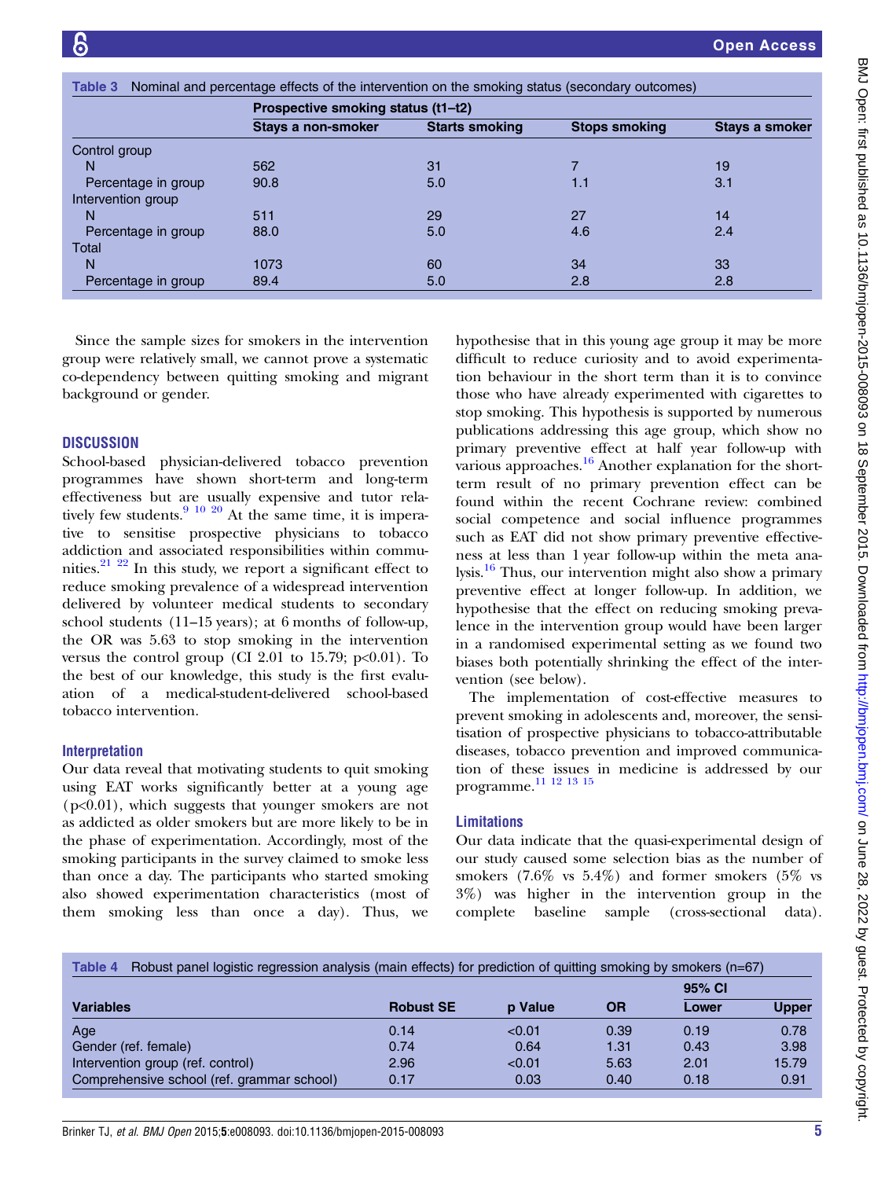Table 3 Nominal and percentage effects of the intervention on the smoking status (secondary outcomes)

| | Prospective smoking status (t1–t2) | | | |
|---|---|---|---|---|
| | Stays a non-smoker | Starts smoking | Stops smoking | Stays a smoker |
| Control group | | | | |
| N | 562 | 31 | 7 | 19 |
| Percentage in group | 90.8 | 5.0 | 1.1 | 3.1 |
| Intervention group | | | | |
| N | 511 | 29 | 27 | 14 |
| Percentage in group | 88.0 | 5.0 | 4.6 | 2.4 |
| Total | | | | |
| N | 1073 | 60 | 34 | 33 |
| Percentage in group | 89.4 | 5.0 | 2.8 | 2.8 |

Since the sample sizes for smokers in the intervention group were relatively small, we cannot prove a systematic co-dependency between quitting smoking and migrant background or gender.

## DISCUSSION

School-based physician-delivered tobacco prevention programmes have shown short-term and long-term effectiveness but are usually expensive and tutor relatively few students.[9 10 20] At the same time, it is imperative to sensitise prospective physicians to tobacco addiction and associated responsibilities within communities.[21 22] In this study, we report a significant effect to reduce smoking prevalence of a widespread intervention delivered by volunteer medical students to secondary school students (11–15 years); at 6 months of follow-up, the OR was 5.63 to stop smoking in the intervention versus the control group (CI 2.01 to 15.79; p<0.01). To the best of our knowledge, this study is the first evaluation of a medical-student-delivered school-based tobacco intervention.

### Interpretation

Our data reveal that motivating students to quit smoking using EAT works significantly better at a young age (p<0.01), which suggests that younger smokers are not as addicted as older smokers but are more likely to be in the phase of experimentation. Accordingly, most of the smoking participants in the survey claimed to smoke less than once a day. The participants who started smoking also showed experimentation characteristics (most of them smoking less than once a day). Thus, we hypothesise that in this young age group it may be more difficult to reduce curiosity and to avoid experimentation behaviour in the short term than it is to convince those who have already experimented with cigarettes to stop smoking. This hypothesis is supported by numerous publications addressing this age group, which show no primary preventive effect at half year follow-up with various approaches.[16] Another explanation for the short-term result of no primary prevention effect can be found within the recent Cochrane review: combined social competence and social influence programmes such as EAT did not show primary preventive effectiveness at less than 1 year follow-up within the meta analysis.[16] Thus, our intervention might also show a primary preventive effect at longer follow-up. In addition, we hypothesise that the effect on reducing smoking prevalence in the intervention group would have been larger in a randomised experimental setting as we found two biases both potentially shrinking the effect of the intervention (see below).

The implementation of cost-effective measures to prevent smoking in adolescents and, moreover, the sensitisation of prospective physicians to tobacco-attributable diseases, tobacco prevention and improved communication of these issues in medicine is addressed by our programme.[11 12 13 15]

### Limitations

Our data indicate that the quasi-experimental design of our study caused some selection bias as the number of smokers (7.6% vs 5.4%) and former smokers (5% vs 3%) was higher in the intervention group in the complete baseline sample (cross-sectional data).

Table 4 Robust panel logistic regression analysis (main effects) for prediction of quitting smoking by smokers (n=67)

| Variables | Robust SE | p Value | OR | 95% CI Lower | 95% CI Upper |
|---|---|---|---|---|---|
| Age | 0.14 | <0.01 | 0.39 | 0.19 | 0.78 |
| Gender (ref. female) | 0.74 | 0.64 | 1.31 | 0.43 | 3.98 |
| Intervention group (ref. control) | 2.96 | <0.01 | 5.63 | 2.01 | 15.79 |
| Comprehensive school (ref. grammar school) | 0.17 | 0.03 | 0.40 | 0.18 | 0.91 |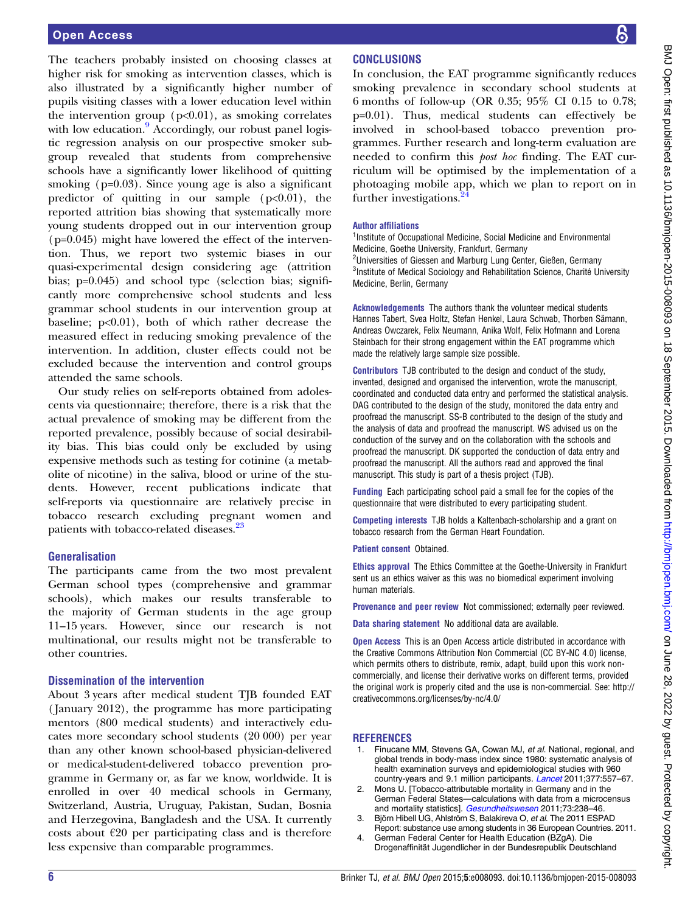The teachers probably insisted on choosing classes at higher risk for smoking as intervention classes, which is also illustrated by a significantly higher number of pupils visiting classes with a lower education level within the intervention group (p<0.01), as smoking correlates with low education.[9] Accordingly, our robust panel logistic regression analysis on our prospective smoker subgroup revealed that students from comprehensive schools have a significantly lower likelihood of quitting smoking (p=0.03). Since young age is also a significant predictor of quitting in our sample (p<0.01), the reported attrition bias showing that systematically more young students dropped out in our intervention group (p=0.045) might have lowered the effect of the intervention. Thus, we report two systemic biases in our quasi-experimental design considering age (attrition bias; p=0.045) and school type (selection bias; significantly more comprehensive school students and less grammar school students in our intervention group at baseline; p<0.01), both of which rather decrease the measured effect in reducing smoking prevalence of the intervention. In addition, cluster effects could not be excluded because the intervention and control groups attended the same schools.

Our study relies on self-reports obtained from adolescents via questionnaire; therefore, there is a risk that the actual prevalence of smoking may be different from the reported prevalence, possibly because of social desirability bias. This bias could only be excluded by using expensive methods such as testing for cotinine (a metabolite of nicotine) in the saliva, blood or urine of the students. However, recent publications indicate that self-reports via questionnaire are relatively precise in tobacco research excluding pregnant women and patients with tobacco-related diseases.[23]

### Generalisation

The participants came from the two most prevalent German school types (comprehensive and grammar schools), which makes our results transferable to the majority of German students in the age group 11–15 years. However, since our research is not multinational, our results might not be transferable to other countries.

### Dissemination of the intervention

About 3 years after medical student TJB founded EAT (January 2012), the programme has more participating mentors (800 medical students) and interactively educates more secondary school students (20 000) per year than any other known school-based physician-delivered or medical-student-delivered tobacco prevention programme in Germany or, as far we know, worldwide. It is enrolled in over 40 medical schools in Germany, Switzerland, Austria, Uruguay, Pakistan, Sudan, Bosnia and Herzegovina, Bangladesh and the USA. It currently costs about €20 per participating class and is therefore less expensive than comparable programmes.

## CONCLUSIONS

In conclusion, the EAT programme significantly reduces smoking prevalence in secondary school students at 6 months of follow-up (OR 0.35; 95% CI 0.15 to 0.78; p=0.01). Thus, medical students can effectively be involved in school-based tobacco prevention programmes. Further research and long-term evaluation are needed to confirm this *post hoc* finding. The EAT curriculum will be optimised by the implementation of a photoaging mobile app, which we plan to report on in further investigations.[24]

**Author affiliations**
[1]Institute of Occupational Medicine, Social Medicine and Environmental Medicine, Goethe University, Frankfurt, Germany
[2]Universities of Giessen and Marburg Lung Center, Gießen, Germany
[3]Institute of Medical Sociology and Rehabilitation Science, Charité University Medicine, Berlin, Germany

**Acknowledgements** The authors thank the volunteer medical students Hannes Tabert, Svea Holtz, Stefan Henkel, Laura Schwab, Thorben Sämann, Andreas Owczarek, Felix Neumann, Anika Wolf, Felix Hofmann and Lorena Steinbach for their strong engagement within the EAT programme which made the relatively large sample size possible.

**Contributors** TJB contributed to the design and conduct of the study, invented, designed and organised the intervention, wrote the manuscript, coordinated and conducted data entry and performed the statistical analysis. DAG contributed to the design of the study, monitored the data entry and proofread the manuscript. SS-B contributed to the design of the study and the analysis of data and proofread the manuscript. WS advised us on the conduction of the survey and on the collaboration with the schools and proofread the manuscript. DK supported the conduction of data entry and proofread the manuscript. All the authors read and approved the final manuscript. This study is part of a thesis project (TJB).

**Funding** Each participating school paid a small fee for the copies of the questionnaire that were distributed to every participating student.

**Competing interests** TJB holds a Kaltenbach-scholarship and a grant on tobacco research from the German Heart Foundation.

**Patient consent** Obtained.

**Ethics approval** The Ethics Committee at the Goethe-University in Frankfurt sent us an ethics waiver as this was no biomedical experiment involving human materials.

**Provenance and peer review** Not commissioned; externally peer reviewed.

**Data sharing statement** No additional data are available.

**Open Access** This is an Open Access article distributed in accordance with the Creative Commons Attribution Non Commercial (CC BY-NC 4.0) license, which permits others to distribute, remix, adapt, build upon this work non-commercially, and license their derivative works on different terms, provided the original work is properly cited and the use is non-commercial. See: http://creativecommons.org/licenses/by-nc/4.0/

## REFERENCES

1. Finucane MM, Stevens GA, Cowan MJ, *et al*. National, regional, and global trends in body-mass index since 1980: systematic analysis of health examination surveys and epidemiological studies with 960 country-years and 9.1 million participants. *Lancet* 2011;377:557–67.
2. Mons U. [Tobacco-attributable mortality in Germany and in the German Federal States—calculations with data from a microcensus and mortality statistics]. *Gesundheitswesen* 2011;73:238–46.
3. Björn Hibell UG, Ahlström S, Balakireva O, *et al*. The 2011 ESPAD Report: substance use among students in 36 European Countries. 2011.
4. German Federal Center for Health Education (BZgA). Die Drogenaffinität Jugendlicher in der Bundesrepublik Deutschland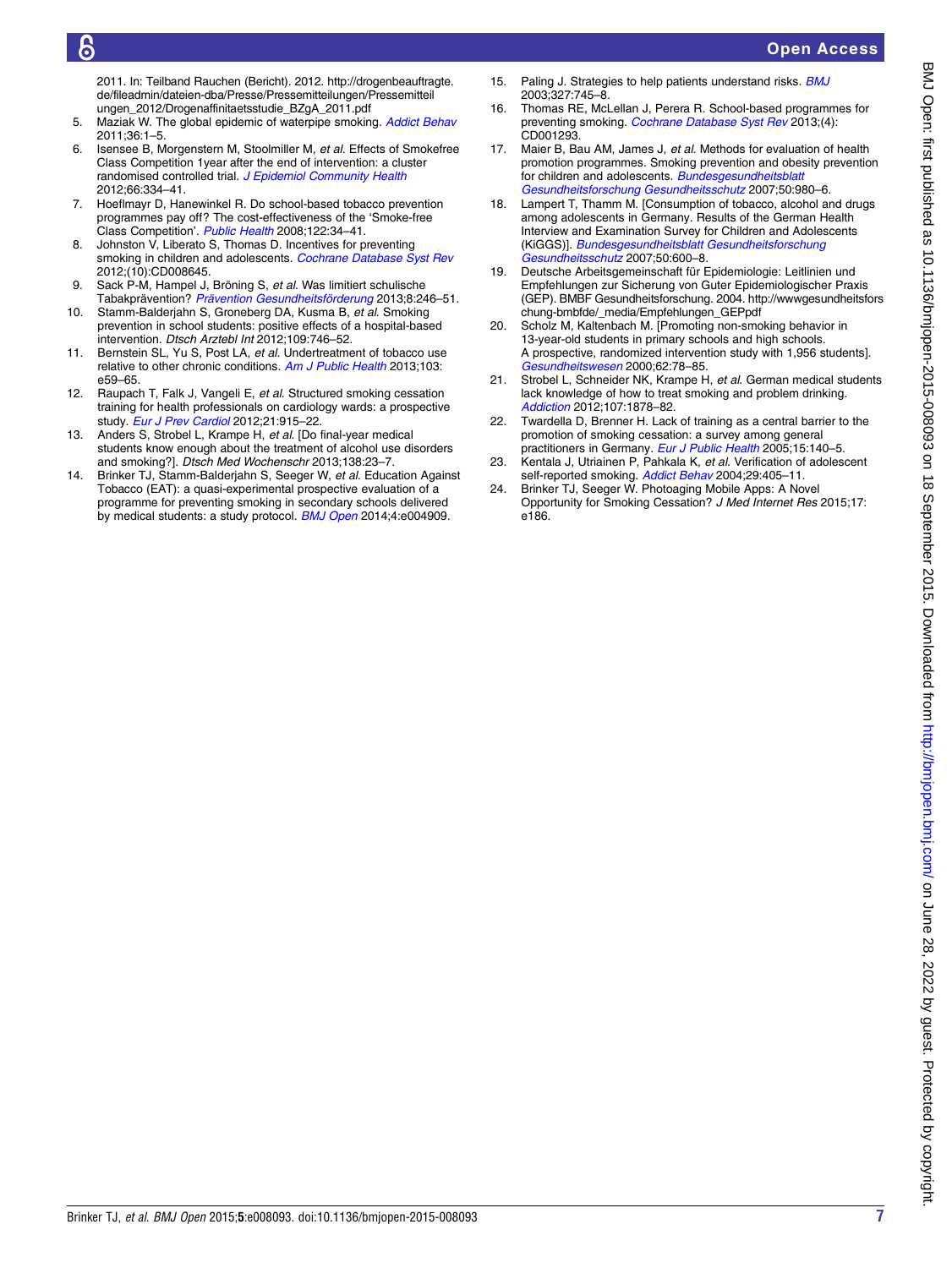2011. In: Teilband Rauchen (Bericht). 2012. http://drogenbeauftragte.de/fileadmin/dateien-dba/Presse/Pressemitteilungen/Pressemitteilungen_2012/Drogenaffinitaetsstudie_BZgA_2011.pdf

5. Maziak W. The global epidemic of waterpipe smoking. *Addict Behav* 2011;36:1–5.
6. Isensee B, Morgenstern M, Stoolmiller M, *et al*. Effects of Smokefree Class Competition 1year after the end of intervention: a cluster randomised controlled trial. *J Epidemiol Community Health* 2012;66:334–41.
7. Hoeflmayr D, Hanewinkel R. Do school-based tobacco prevention programmes pay off? The cost-effectiveness of the 'Smoke-free Class Competition'. *Public Health* 2008;122:34–41.
8. Johnston V, Liberato S, Thomas D. Incentives for preventing smoking in children and adolescents. *Cochrane Database Syst Rev* 2012;(10):CD008645.
9. Sack P-M, Hampel J, Bröning S, *et al*. Was limitiert schulische Tabakprävention? *Prävention Gesundheitsförderung* 2013;8:246–51.
10. Stamm-Balderjahn S, Groneberg DA, Kusma B, *et al*. Smoking prevention in school students: positive effects of a hospital-based intervention. *Dtsch Arztebl Int* 2012;109:746–52.
11. Bernstein SL, Yu S, Post LA, *et al*. Undertreatment of tobacco use relative to other chronic conditions. *Am J Public Health* 2013;103:e59–65.
12. Raupach T, Falk J, Vangeli E, *et al*. Structured smoking cessation training for health professionals on cardiology wards: a prospective study. *Eur J Prev Cardiol* 2012;21:915–22.
13. Anders S, Strobel L, Krampe H, *et al*. [Do final-year medical students know enough about the treatment of alcohol use disorders and smoking?]. *Dtsch Med Wochenschr* 2013;138:23–7.
14. Brinker TJ, Stamm-Balderjahn S, Seeger W, *et al*. Education Against Tobacco (EAT): a quasi-experimental prospective evaluation of a programme for preventing smoking in secondary schools delivered by medical students: a study protocol. *BMJ Open* 2014;4:e004909.
15. Paling J. Strategies to help patients understand risks. *BMJ* 2003;327:745–8.
16. Thomas RE, McLellan J, Perera R. School-based programmes for preventing smoking. *Cochrane Database Syst Rev* 2013;(4):CD001293.
17. Maier B, Bau AM, James J, *et al*. Methods for evaluation of health promotion programmes. Smoking prevention and obesity prevention for children and adolescents. *Bundesgesundheitsblatt Gesundheitsforschung Gesundheitsschutz* 2007;50:980–6.
18. Lampert T, Thamm M. [Consumption of tobacco, alcohol and drugs among adolescents in Germany. Results of the German Health Interview and Examination Survey for Children and Adolescents (KiGGS)]. *Bundesgesundheitsblatt Gesundheitsforschung Gesundheitsschutz* 2007;50:600–8.
19. Deutsche Arbeitsgemeinschaft für Epidemiologie: Leitlinien und Empfehlungen zur Sicherung von Guter Epidemiologischer Praxis (GEP). BMBF Gesundheitsforschung. 2004. http://wwwgesundheitsforschung-bmbfde/_media/Empfehlungen_GEPpdf
20. Scholz M, Kaltenbach M. [Promoting non-smoking behavior in 13-year-old students in primary schools and high schools. A prospective, randomized intervention study with 1,956 students]. *Gesundheitswesen* 2000;62:78–85.
21. Strobel L, Schneider NK, Krampe H, *et al*. German medical students lack knowledge of how to treat smoking and problem drinking. *Addiction* 2012;107:1878–82.
22. Twardella D, Brenner H. Lack of training as a central barrier to the promotion of smoking cessation: a survey among general practitioners in Germany. *Eur J Public Health* 2005;15:140–5.
23. Kentala J, Utriainen P, Pahkala K, *et al*. Verification of adolescent self-reported smoking. *Addict Behav* 2004;29:405–11.
24. Brinker TJ, Seeger W. Photoaging Mobile Apps: A Novel Opportunity for Smoking Cessation? *J Med Internet Res* 2015;17:e186.